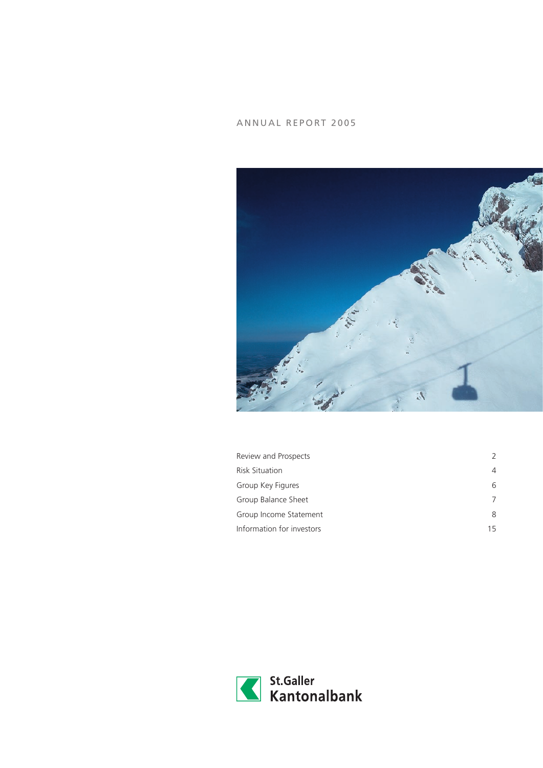# ANNUAL REPORT 2005

| | |
|---|---|
| Review and Prospects | 2 |
| Risk Situation | 4 |
| Group Key Figures | 6 |
| Group Balance Sheet | 7 |
| Group Income Statement | 8 |
| Information for investors | 15 |

St.Galler Kantonalbank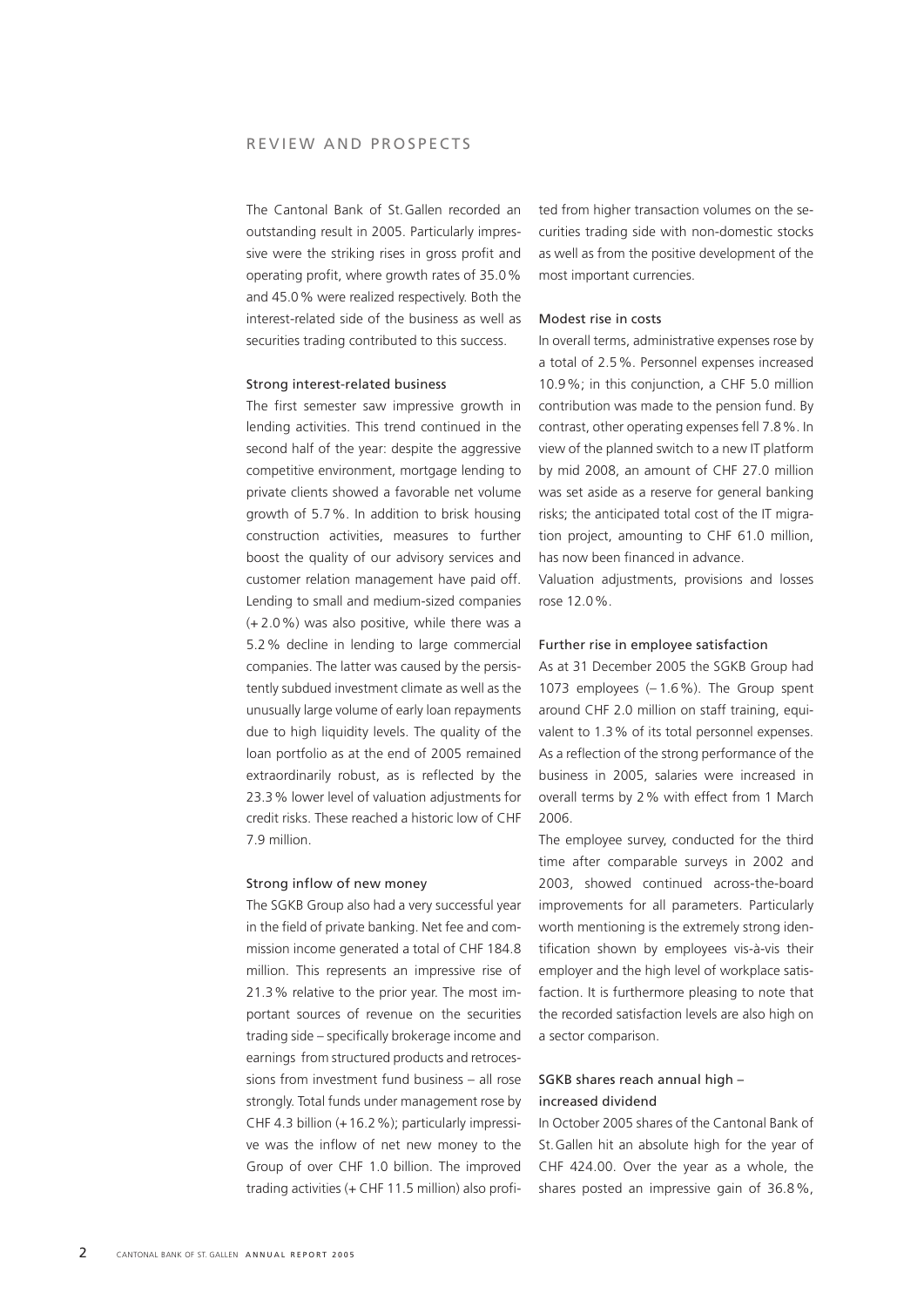# REVIEW AND PROSPECTS

The Cantonal Bank of St. Gallen recorded an outstanding result in 2005. Particularly impressive were the striking rises in gross profit and operating profit, where growth rates of 35.0 % and 45.0 % were realized respectively. Both the interest-related side of the business as well as securities trading contributed to this success.

## Strong interest-related business

The first semester saw impressive growth in lending activities. This trend continued in the second half of the year: despite the aggressive competitive environment, mortgage lending to private clients showed a favorable net volume growth of 5.7 %. In addition to brisk housing construction activities, measures to further boost the quality of our advisory services and customer relation management have paid off. Lending to small and medium-sized companies (+ 2.0 %) was also positive, while there was a 5.2 % decline in lending to large commercial companies. The latter was caused by the persistently subdued investment climate as well as the unusually large volume of early loan repayments due to high liquidity levels. The quality of the loan portfolio as at the end of 2005 remained extraordinarily robust, as is reflected by the 23.3 % lower level of valuation adjustments for credit risks. These reached a historic low of CHF 7.9 million.

## Strong inflow of new money

The SGKB Group also had a very successful year in the field of private banking. Net fee and commission income generated a total of CHF 184.8 million. This represents an impressive rise of 21.3 % relative to the prior year. The most important sources of revenue on the securities trading side – specifically brokerage income and earnings from structured products and retrocessions from investment fund business – all rose strongly. Total funds under management rose by CHF 4.3 billion (+ 16.2 %); particularly impressive was the inflow of net new money to the Group of over CHF 1.0 billion. The improved trading activities (+ CHF 11.5 million) also profited from higher transaction volumes on the securities trading side with non-domestic stocks as well as from the positive development of the most important currencies.

## Modest rise in costs

In overall terms, administrative expenses rose by a total of 2.5 %. Personnel expenses increased 10.9 %; in this conjunction, a CHF 5.0 million contribution was made to the pension fund. By contrast, other operating expenses fell 7.8 %. In view of the planned switch to a new IT platform by mid 2008, an amount of CHF 27.0 million was set aside as a reserve for general banking risks; the anticipated total cost of the IT migration project, amounting to CHF 61.0 million, has now been financed in advance.

Valuation adjustments, provisions and losses rose 12.0 %.

## Further rise in employee satisfaction

As at 31 December 2005 the SGKB Group had 1073 employees (– 1.6 %). The Group spent around CHF 2.0 million on staff training, equivalent to 1.3 % of its total personnel expenses. As a reflection of the strong performance of the business in 2005, salaries were increased in overall terms by 2 % with effect from 1 March 2006.

The employee survey, conducted for the third time after comparable surveys in 2002 and 2003, showed continued across-the-board improvements for all parameters. Particularly worth mentioning is the extremely strong identification shown by employees vis-à-vis their employer and the high level of workplace satisfaction. It is furthermore pleasing to note that the recorded satisfaction levels are also high on a sector comparison.

## SGKB shares reach annual high – increased dividend

In October 2005 shares of the Cantonal Bank of St. Gallen hit an absolute high for the year of CHF 424.00. Over the year as a whole, the shares posted an impressive gain of 36.8 %,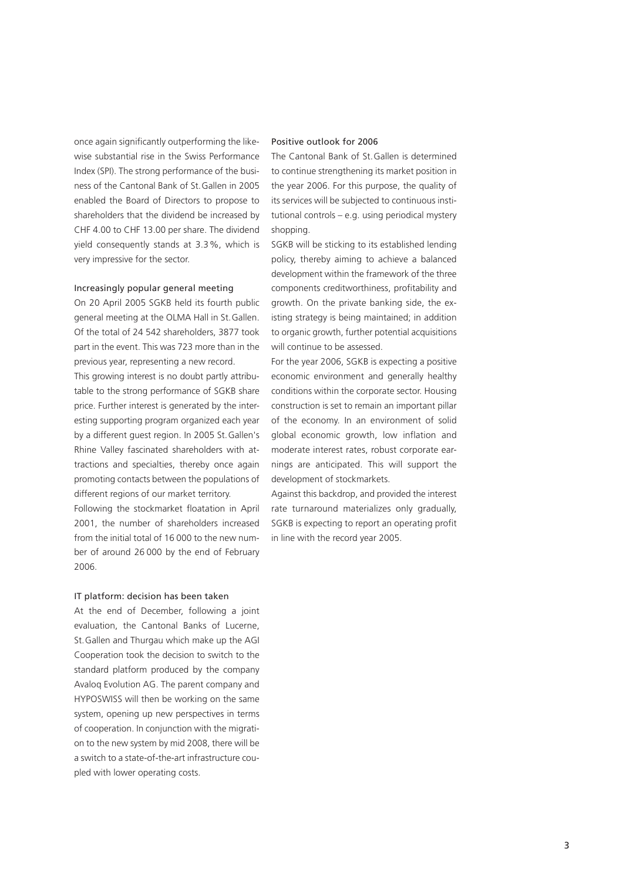once again significantly outperforming the likewise substantial rise in the Swiss Performance Index (SPI). The strong performance of the business of the Cantonal Bank of St. Gallen in 2005 enabled the Board of Directors to propose to shareholders that the dividend be increased by CHF 4.00 to CHF 13.00 per share. The dividend yield consequently stands at 3.3 %, which is very impressive for the sector.

### Increasingly popular general meeting

On 20 April 2005 SGKB held its fourth public general meeting at the OLMA Hall in St. Gallen. Of the total of 24 542 shareholders, 3877 took part in the event. This was 723 more than in the previous year, representing a new record.

This growing interest is no doubt partly attributable to the strong performance of SGKB share price. Further interest is generated by the interesting supporting program organized each year by a different guest region. In 2005 St. Gallen's Rhine Valley fascinated shareholders with attractions and specialties, thereby once again promoting contacts between the populations of different regions of our market territory.

Following the stockmarket floatation in April 2001, the number of shareholders increased from the initial total of 16 000 to the new number of around 26 000 by the end of February 2006.

### IT platform: decision has been taken

At the end of December, following a joint evaluation, the Cantonal Banks of Lucerne, St. Gallen and Thurgau which make up the AGI Cooperation took the decision to switch to the standard platform produced by the company Avaloq Evolution AG. The parent company and HYPOSWISS will then be working on the same system, opening up new perspectives in terms of cooperation. In conjunction with the migration to the new system by mid 2008, there will be a switch to a state-of-the-art infrastructure coupled with lower operating costs.

### Positive outlook for 2006

The Cantonal Bank of St. Gallen is determined to continue strengthening its market position in the year 2006. For this purpose, the quality of its services will be subjected to continuous institutional controls – e.g. using periodical mystery shopping.

SGKB will be sticking to its established lending policy, thereby aiming to achieve a balanced development within the framework of the three components creditworthiness, profitability and growth. On the private banking side, the existing strategy is being maintained; in addition to organic growth, further potential acquisitions will continue to be assessed.

For the year 2006, SGKB is expecting a positive economic environment and generally healthy conditions within the corporate sector. Housing construction is set to remain an important pillar of the economy. In an environment of solid global economic growth, low inflation and moderate interest rates, robust corporate earnings are anticipated. This will support the development of stockmarkets.

Against this backdrop, and provided the interest rate turnaround materializes only gradually, SGKB is expecting to report an operating profit in line with the record year 2005.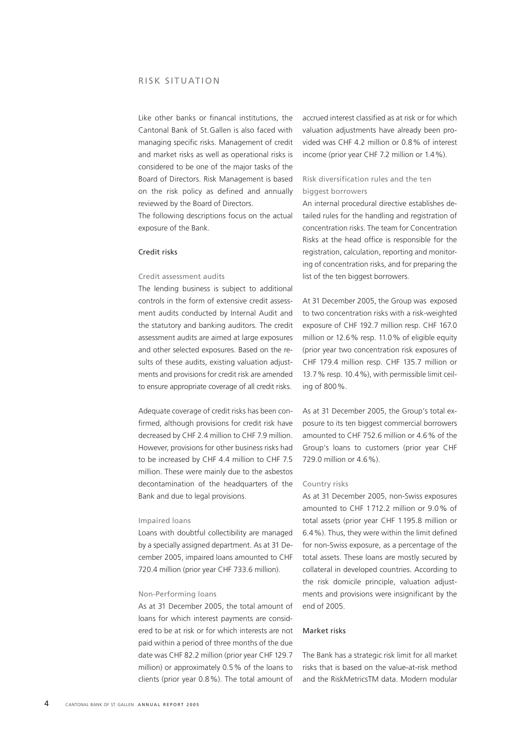# RISK SITUATION

Like other banks or financal institutions, the Cantonal Bank of St. Gallen is also faced with managing specific risks. Management of credit and market risks as well as operational risks is considered to be one of the major tasks of the Board of Directors. Risk Management is based on the risk policy as defined and annually reviewed by the Board of Directors.

The following descriptions focus on the actual exposure of the Bank.

## Credit risks

### Credit assessment audits

The lending business is subject to additional controls in the form of extensive credit assessment audits conducted by Internal Audit and the statutory and banking auditors. The credit assessment audits are aimed at large exposures and other selected exposures. Based on the results of these audits, existing valuation adjustments and provisions for credit risk are amended to ensure appropriate coverage of all credit risks.

Adequate coverage of credit risks has been confirmed, although provisions for credit risk have decreased by CHF 2.4 million to CHF 7.9 million. However, provisions for other business risks had to be increased by CHF 4.4 million to CHF 7.5 million. These were mainly due to the asbestos decontamination of the headquarters of the Bank and due to legal provisions.

### Impaired loans

Loans with doubtful collectibility are managed by a specially assigned department. As at 31 December 2005, impaired loans amounted to CHF 720.4 million (prior year CHF 733.6 million).

### Non-Performing loans

As at 31 December 2005, the total amount of loans for which interest payments are considered to be at risk or for which interests are not paid within a period of three months of the due date was CHF 82.2 million (prior year CHF 129.7 million) or approximately 0.5 % of the loans to clients (prior year 0.8 %). The total amount of accrued interest classified as at risk or for which valuation adjustments have already been provided was CHF 4.2 million or 0.8 % of interest income (prior year CHF 7.2 million or 1.4 %).

### Risk diversification rules and the ten biggest borrowers

An internal procedural directive establishes detailed rules for the handling and registration of concentration risks. The team for Concentration Risks at the head office is responsible for the registration, calculation, reporting and monitoring of concentration risks, and for preparing the list of the ten biggest borrowers.

At 31 December 2005, the Group was exposed to two concentration risks with a risk-weighted exposure of CHF 192.7 million resp. CHF 167.0 million or 12.6 % resp. 11.0 % of eligible equity (prior year two concentration risk exposures of CHF 179.4 million resp. CHF 135.7 million or 13.7 % resp. 10.4 %), with permissible limit ceiling of 800 %.

As at 31 December 2005, the Group's total exposure to its ten biggest commercial borrowers amounted to CHF 752.6 million or 4.6 % of the Group's loans to customers (prior year CHF 729.0 million or 4.6 %).

### Country risks

As at 31 December 2005, non-Swiss exposures amounted to CHF 1712.2 million or 9.0 % of total assets (prior year CHF 1195.8 million or 6.4 %). Thus, they were within the limit defined for non-Swiss exposure, as a percentage of the total assets. These loans are mostly secured by collateral in developed countries. According to the risk domicile principle, valuation adjustments and provisions were insignificant by the end of 2005.

## Market risks

The Bank has a strategic risk limit for all market risks that is based on the value-at-risk method and the RiskMetricsTM data. Modern modular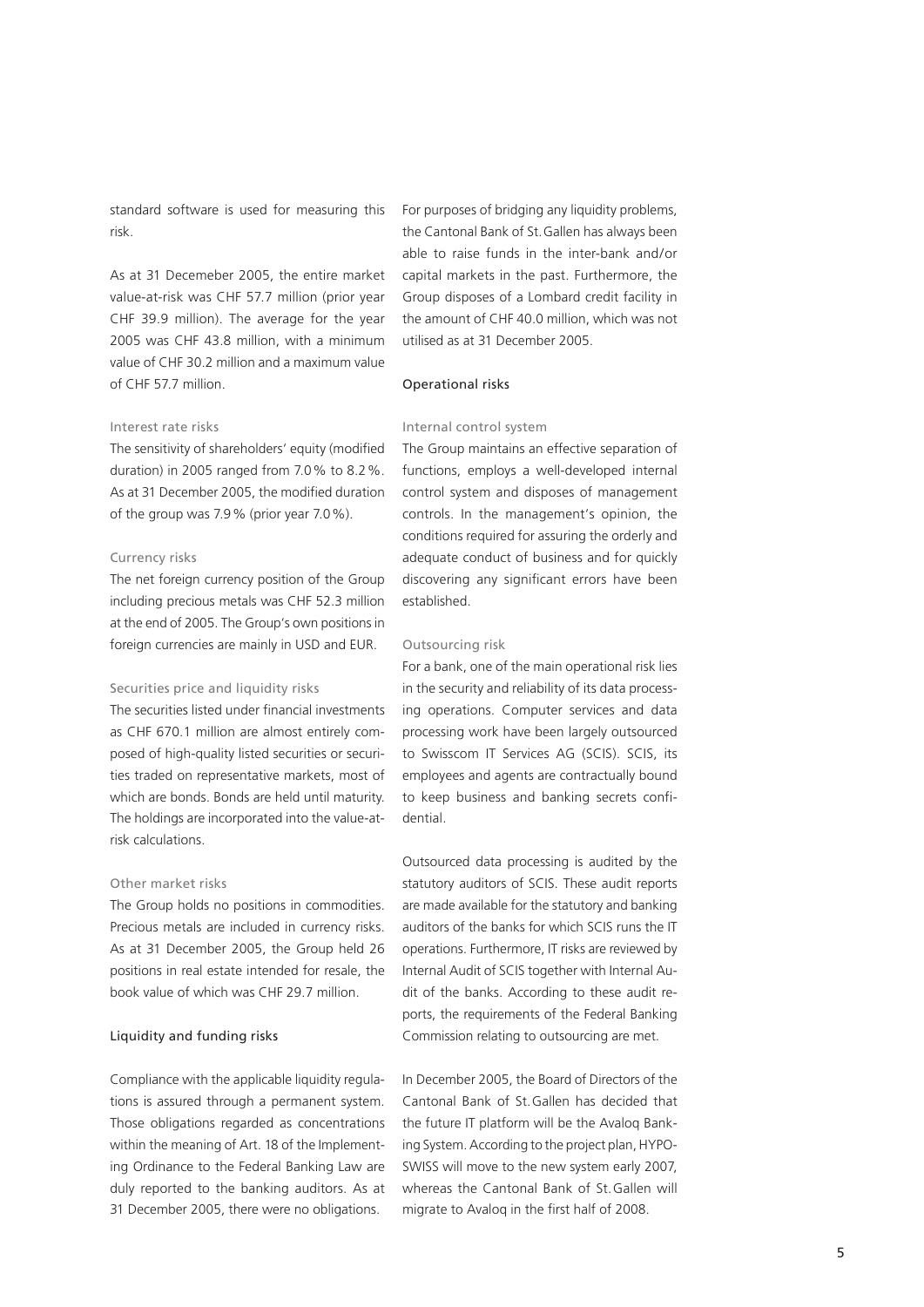standard software is used for measuring this risk.

As at 31 Decemeber 2005, the entire market value-at-risk was CHF 57.7 million (prior year CHF 39.9 million). The average for the year 2005 was CHF 43.8 million, with a minimum value of CHF 30.2 million and a maximum value of CHF 57.7 million.

### Interest rate risks

The sensitivity of shareholders' equity (modified duration) in 2005 ranged from 7.0 % to 8.2 %. As at 31 December 2005, the modified duration of the group was 7.9 % (prior year 7.0 %).

### Currency risks

The net foreign currency position of the Group including precious metals was CHF 52.3 million at the end of 2005. The Group's own positions in foreign currencies are mainly in USD and EUR.

### Securities price and liquidity risks

The securities listed under financial investments as CHF 670.1 million are almost entirely composed of high-quality listed securities or securities traded on representative markets, most of which are bonds. Bonds are held until maturity. The holdings are incorporated into the value-at-risk calculations.

### Other market risks

The Group holds no positions in commodities. Precious metals are included in currency risks. As at 31 December 2005, the Group held 26 positions in real estate intended for resale, the book value of which was CHF 29.7 million.

## Liquidity and funding risks

Compliance with the applicable liquidity regulations is assured through a permanent system. Those obligations regarded as concentrations within the meaning of Art. 18 of the Implementing Ordinance to the Federal Banking Law are duly reported to the banking auditors. As at 31 December 2005, there were no obligations.

For purposes of bridging any liquidity problems, the Cantonal Bank of St. Gallen has always been able to raise funds in the inter-bank and/or capital markets in the past. Furthermore, the Group disposes of a Lombard credit facility in the amount of CHF 40.0 million, which was not utilised as at 31 December 2005.

## Operational risks

### Internal control system

The Group maintains an effective separation of functions, employs a well-developed internal control system and disposes of management controls. In the management's opinion, the conditions required for assuring the orderly and adequate conduct of business and for quickly discovering any significant errors have been established.

### Outsourcing risk

For a bank, one of the main operational risk lies in the security and reliability of its data processing operations. Computer services and data processing work have been largely outsourced to Swisscom IT Services AG (SCIS). SCIS, its employees and agents are contractually bound to keep business and banking secrets confidential.

Outsourced data processing is audited by the statutory auditors of SCIS. These audit reports are made available for the statutory and banking auditors of the banks for which SCIS runs the IT operations. Furthermore, IT risks are reviewed by Internal Audit of SCIS together with Internal Audit of the banks. According to these audit reports, the requirements of the Federal Banking Commission relating to outsourcing are met.

In December 2005, the Board of Directors of the Cantonal Bank of St. Gallen has decided that the future IT platform will be the Avaloq Banking System. According to the project plan, HYPOSWISS will move to the new system early 2007, whereas the Cantonal Bank of St. Gallen will migrate to Avaloq in the first half of 2008.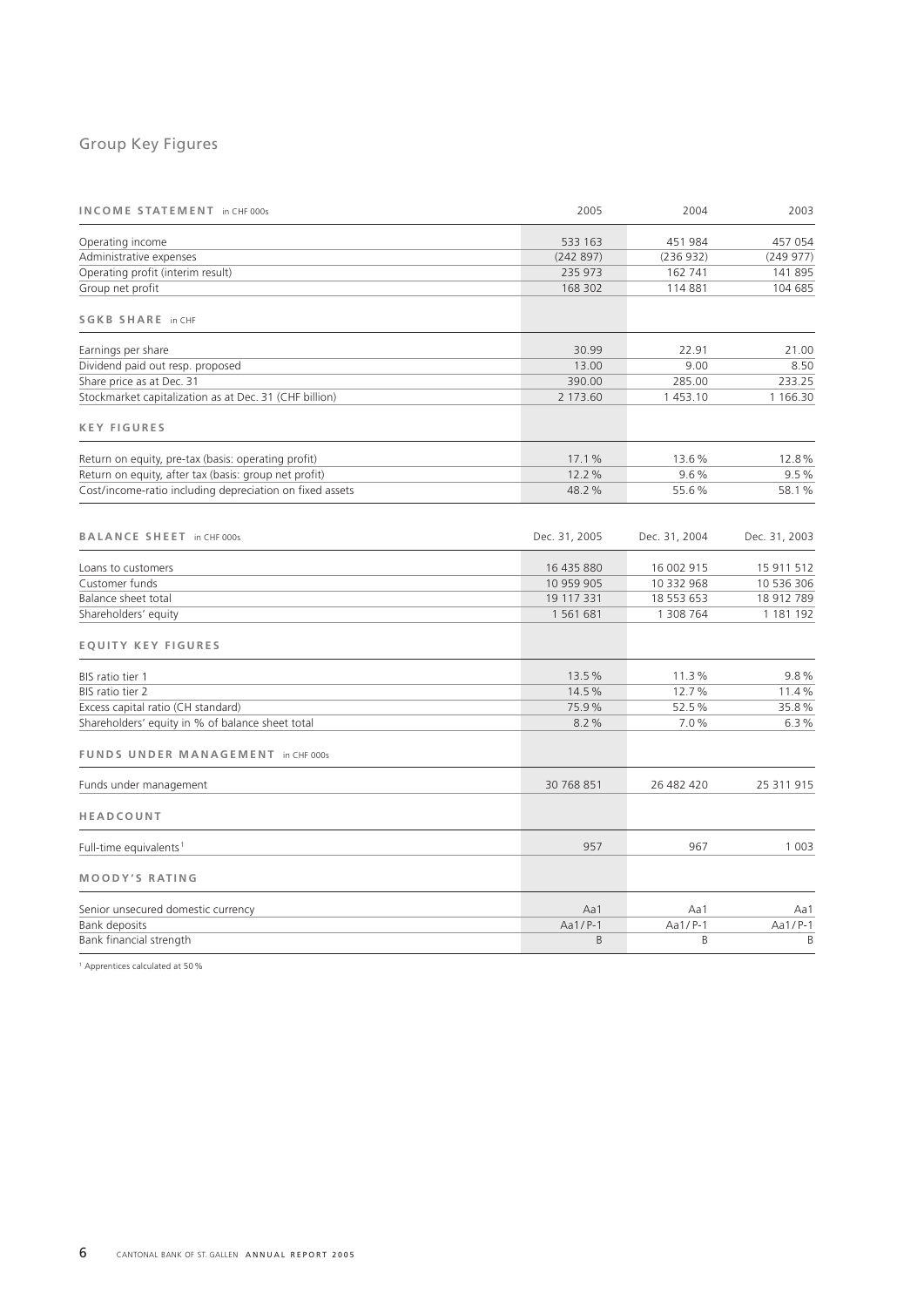# Group Key Figures

| INCOME STATEMENT in CHF 000s | 2005 | 2004 | 2003 |
|---|---|---|---|
| Operating income | 533 163 | 451 984 | 457 054 |
| Administrative expenses | (242 897) | (236 932) | (249 977) |
| Operating profit (interim result) | 235 973 | 162 741 | 141 895 |
| Group net profit | 168 302 | 114 881 | 104 685 |
| **SGKB SHARE** in CHF | | | |
| Earnings per share | 30.99 | 22.91 | 21.00 |
| Dividend paid out resp. proposed | 13.00 | 9.00 | 8.50 |
| Share price as at Dec. 31 | 390.00 | 285.00 | 233.25 |
| Stockmarket capitalization as at Dec. 31 (CHF billion) | 2 173.60 | 1 453.10 | 1 166.30 |
| **KEY FIGURES** | | | |
| Return on equity, pre-tax (basis: operating profit) | 17.1 % | 13.6 % | 12.8 % |
| Return on equity, after tax (basis: group net profit) | 12.2 % | 9.6 % | 9.5 % |
| Cost/income-ratio including depreciation on fixed assets | 48.2 % | 55.6 % | 58.1 % |

| BALANCE SHEET in CHF 000s | Dec. 31, 2005 | Dec. 31, 2004 | Dec. 31, 2003 |
|---|---|---|---|
| Loans to customers | 16 435 880 | 16 002 915 | 15 911 512 |
| Customer funds | 10 959 905 | 10 332 968 | 10 536 306 |
| Balance sheet total | 19 117 331 | 18 553 653 | 18 912 789 |
| Shareholders' equity | 1 561 681 | 1 308 764 | 1 181 192 |
| **EQUITY KEY FIGURES** | | | |
| BIS ratio tier 1 | 13.5 % | 11.3 % | 9.8 % |
| BIS ratio tier 2 | 14.5 % | 12.7 % | 11.4 % |
| Excess capital ratio (CH standard) | 75.9 % | 52.5 % | 35.8 % |
| Shareholders' equity in % of balance sheet total | 8.2 % | 7.0 % | 6.3 % |
| **FUNDS UNDER MANAGEMENT** in CHF 000s | | | |
| Funds under management | 30 768 851 | 26 482 420 | 25 311 915 |
| **HEADCOUNT** | | | |
| Full-time equivalents[1] | 957 | 967 | 1 003 |
| **MOODY'S RATING** | | | |
| Senior unsecured domestic currency | Aa1 | Aa1 | Aa1 |
| Bank deposits | Aa1/P-1 | Aa1/P-1 | Aa1/P-1 |
| Bank financial strength | B | B | B |

[1] Apprentices calculated at 50 %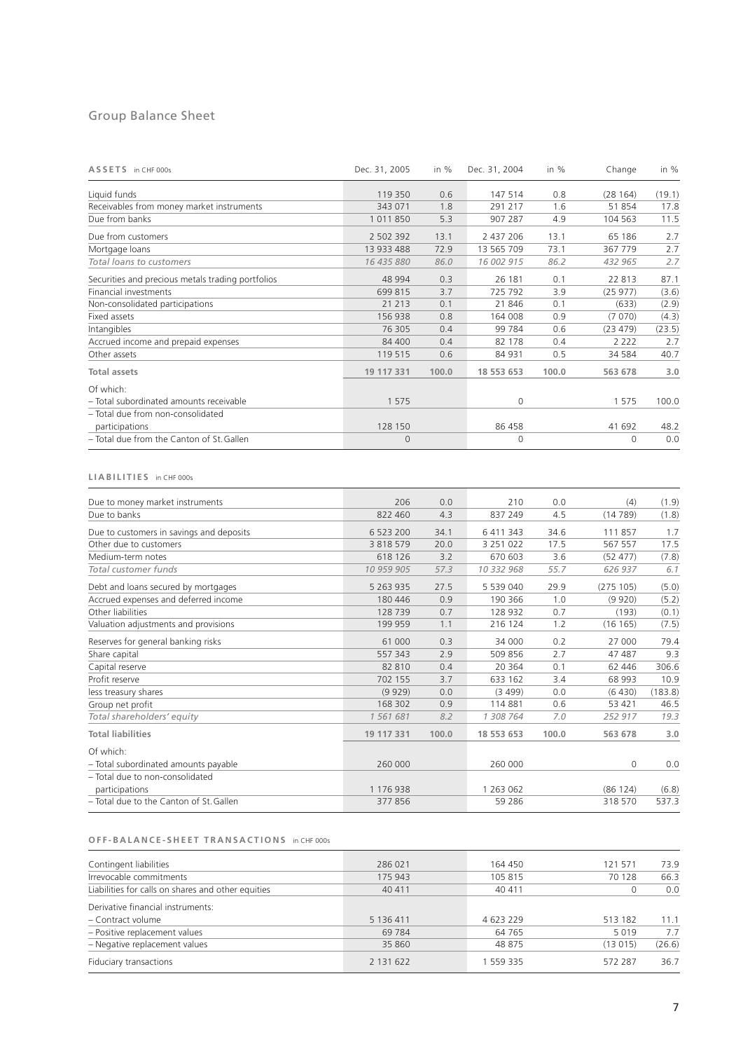# Group Balance Sheet

| **ASSETS** in CHF 000s | Dec. 31, 2005 | in % | Dec. 31, 2004 | in % | Change | in % |
|---|---|---|---|---|---|---|
| Liquid funds | 119 350 | 0.6 | 147 514 | 0.8 | (28 164) | (19.1) |
| Receivables from money market instruments | 343 071 | 1.8 | 291 217 | 1.6 | 51 854 | 17.8 |
| Due from banks | 1 011 850 | 5.3 | 907 287 | 4.9 | 104 563 | 11.5 |
| Due from customers | 2 502 392 | 13.1 | 2 437 206 | 13.1 | 65 186 | 2.7 |
| Mortgage loans | 13 933 488 | 72.9 | 13 565 709 | 73.1 | 367 779 | 2.7 |
| *Total loans to customers* | *16 435 880* | *86.0* | *16 002 915* | *86.2* | *432 965* | *2.7* |
| Securities and precious metals trading portfolios | 48 994 | 0.3 | 26 181 | 0.1 | 22 813 | 87.1 |
| Financial investments | 699 815 | 3.7 | 725 792 | 3.9 | (25 977) | (3.6) |
| Non-consolidated participations | 21 213 | 0.1 | 21 846 | 0.1 | (633) | (2.9) |
| Fixed assets | 156 938 | 0.8 | 164 008 | 0.9 | (7 070) | (4.3) |
| Intangibles | 76 305 | 0.4 | 99 784 | 0.6 | (23 479) | (23.5) |
| Accrued income and prepaid expenses | 84 400 | 0.4 | 82 178 | 0.4 | 2 222 | 2.7 |
| Other assets | 119 515 | 0.6 | 84 931 | 0.5 | 34 584 | 40.7 |
| **Total assets** | **19 117 331** | **100.0** | **18 553 653** | **100.0** | **563 678** | **3.0** |
| Of which: | | | | | | |
| – Total subordinated amounts receivable | 1 575 | | 0 | | 1 575 | 100.0 |
| – Total due from non-consolidated participations | 128 150 | | 86 458 | | 41 692 | 48.2 |
| – Total due from the Canton of St. Gallen | 0 | | 0 | | 0 | 0.0 |

| **LIABILITIES** in CHF 000s | Dec. 31, 2005 | in % | Dec. 31, 2004 | in % | Change | in % |
|---|---|---|---|---|---|---|
| Due to money market instruments | 206 | 0.0 | 210 | 0.0 | (4) | (1.9) |
| Due to banks | 822 460 | 4.3 | 837 249 | 4.5 | (14 789) | (1.8) |
| Due to customers in savings and deposits | 6 523 200 | 34.1 | 6 411 343 | 34.6 | 111 857 | 1.7 |
| Other due to customers | 3 818 579 | 20.0 | 3 251 022 | 17.5 | 567 557 | 17.5 |
| Medium-term notes | 618 126 | 3.2 | 670 603 | 3.6 | (52 477) | (7.8) |
| *Total customer funds* | *10 959 905* | *57.3* | *10 332 968* | *55.7* | *626 937* | *6.1* |
| Debt and loans secured by mortgages | 5 263 935 | 27.5 | 5 539 040 | 29.9 | (275 105) | (5.0) |
| Accrued expenses and deferred income | 180 446 | 0.9 | 190 366 | 1.0 | (9 920) | (5.2) |
| Other liabilities | 128 739 | 0.7 | 128 932 | 0.7 | (193) | (0.1) |
| Valuation adjustments and provisions | 199 959 | 1.1 | 216 124 | 1.2 | (16 165) | (7.5) |
| Reserves for general banking risks | 61 000 | 0.3 | 34 000 | 0.2 | 27 000 | 79.4 |
| Share capital | 557 343 | 2.9 | 509 856 | 2.7 | 47 487 | 9.3 |
| Capital reserve | 82 810 | 0.4 | 20 364 | 0.1 | 62 446 | 306.6 |
| Profit reserve | 702 155 | 3.7 | 633 162 | 3.4 | 68 993 | 10.9 |
| less treasury shares | (9 929) | 0.0 | (3 499) | 0.0 | (6 430) | (183.8) |
| Group net profit | 168 302 | 0.9 | 114 881 | 0.6 | 53 421 | 46.5 |
| *Total shareholders' equity* | *1 561 681* | *8.2* | *1 308 764* | *7.0* | *252 917* | *19.3* |
| **Total liabilities** | **19 117 331** | **100.0** | **18 553 653** | **100.0** | **563 678** | **3.0** |
| Of which: | | | | | | |
| – Total subordinated amounts payable | 260 000 | | 260 000 | | 0 | 0.0 |
| – Total due to non-consolidated participations | 1 176 938 | | 1 263 062 | | (86 124) | (6.8) |
| – Total due to the Canton of St. Gallen | 377 856 | | 59 286 | | 318 570 | 537.3 |

| **OFF-BALANCE-SHEET TRANSACTIONS** in CHF 000s | Dec. 31, 2005 | Dec. 31, 2004 | Change | in % |
|---|---|---|---|---|
| Contingent liabilities | 286 021 | 164 450 | 121 571 | 73.9 |
| Irrevocable commitments | 175 943 | 105 815 | 70 128 | 66.3 |
| Liabilities for calls on shares and other equities | 40 411 | 40 411 | 0 | 0.0 |
| Derivative financial instruments: | | | | |
| – Contract volume | 5 136 411 | 4 623 229 | 513 182 | 11.1 |
| – Positive replacement values | 69 784 | 64 765 | 5 019 | 7.7 |
| – Negative replacement values | 35 860 | 48 875 | (13 015) | (26.6) |
| Fiduciary transactions | 2 131 622 | 1 559 335 | 572 287 | 36.7 |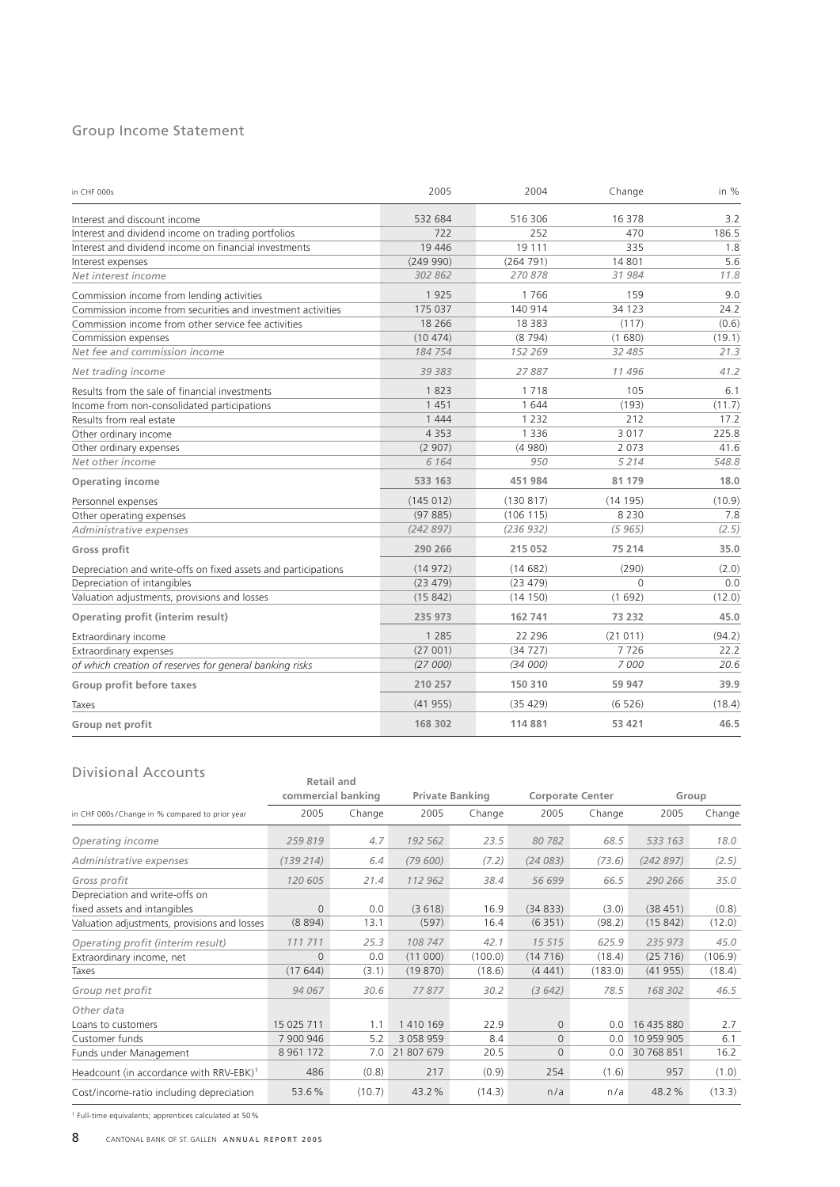## Group Income Statement

| in CHF 000s | 2005 | 2004 | Change | in % |
|---|---|---|---|---|
| Interest and discount income | 532 684 | 516 306 | 16 378 | 3.2 |
| Interest and dividend income on trading portfolios | 722 | 252 | 470 | 186.5 |
| Interest and dividend income on financial investments | 19 446 | 19 111 | 335 | 1.8 |
| Interest expenses | (249 990) | (264 791) | 14 801 | 5.6 |
| *Net interest income* | *302 862* | *270 878* | *31 984* | *11.8* |
| Commission income from lending activities | 1 925 | 1 766 | 159 | 9.0 |
| Commission income from securities and investment activities | 175 037 | 140 914 | 34 123 | 24.2 |
| Commission income from other service fee activities | 18 266 | 18 383 | (117) | (0.6) |
| Commission expenses | (10 474) | (8 794) | (1 680) | (19.1) |
| *Net fee and commission income* | *184 754* | *152 269* | *32 485* | *21.3* |
| *Net trading income* | *39 383* | *27 887* | *11 496* | *41.2* |
| Results from the sale of financial investments | 1 823 | 1 718 | 105 | 6.1 |
| Income from non-consolidated participations | 1 451 | 1 644 | (193) | (11.7) |
| Results from real estate | 1 444 | 1 232 | 212 | 17.2 |
| Other ordinary income | 4 353 | 1 336 | 3 017 | 225.8 |
| Other ordinary expenses | (2 907) | (4 980) | 2 073 | 41.6 |
| *Net other income* | *6 164* | *950* | *5 214* | *548.8* |
| **Operating income** | **533 163** | **451 984** | **81 179** | **18.0** |
| Personnel expenses | (145 012) | (130 817) | (14 195) | (10.9) |
| Other operating expenses | (97 885) | (106 115) | 8 230 | 7.8 |
| *Administrative expenses* | *(242 897)* | *(236 932)* | *(5 965)* | *(2.5)* |
| **Gross profit** | **290 266** | **215 052** | **75 214** | **35.0** |
| Depreciation and write-offs on fixed assets and participations | (14 972) | (14 682) | (290) | (2.0) |
| Depreciation of intangibles | (23 479) | (23 479) | 0 | 0.0 |
| Valuation adjustments, provisions and losses | (15 842) | (14 150) | (1 692) | (12.0) |
| **Operating profit (interim result)** | **235 973** | **162 741** | **73 232** | **45.0** |
| Extraordinary income | 1 285 | 22 296 | (21 011) | (94.2) |
| Extraordinary expenses | (27 001) | (34 727) | 7 726 | 22.2 |
| *of which creation of reserves for general banking risks* | *(27 000)* | *(34 000)* | *7 000* | *20.6* |
| **Group profit before taxes** | **210 257** | **150 310** | **59 947** | **39.9** |
| Taxes | (41 955) | (35 429) | (6 526) | (18.4) |
| **Group net profit** | **168 302** | **114 881** | **53 421** | **46.5** |

## Divisional Accounts

| | Retail and commercial banking | | Private Banking | | Corporate Center | | Group | |
|---|---|---|---|---|---|---|---|---|
| in CHF 000s/Change in % compared to prior year | 2005 | Change | 2005 | Change | 2005 | Change | 2005 | Change |
| *Operating income* | *259 819* | *4.7* | *192 562* | *23.5* | *80 782* | *68.5* | *533 163* | *18.0* |
| *Administrative expenses* | *(139 214)* | *6.4* | *(79 600)* | *(7.2)* | *(24 083)* | *(73.6)* | *(242 897)* | *(2.5)* |
| *Gross profit* | *120 605* | *21.4* | *112 962* | *38.4* | *56 699* | *66.5* | *290 266* | *35.0* |
| Depreciation and write-offs on fixed assets and intangibles | 0 | 0.0 | (3 618) | 16.9 | (34 833) | (3.0) | (38 451) | (0.8) |
| Valuation adjustments, provisions and losses | (8 894) | 13.1 | (597) | 16.4 | (6 351) | (98.2) | (15 842) | (12.0) |
| *Operating profit (interim result)* | *111 711* | *25.3* | *108 747* | *42.1* | *15 515* | *625.9* | *235 973* | *45.0* |
| Extraordinary income, net | 0 | 0.0 | (11 000) | (100.0) | (14 716) | (18.4) | (25 716) | (106.9) |
| Taxes | (17 644) | (3.1) | (19 870) | (18.6) | (4 441) | (183.0) | (41 955) | (18.4) |
| *Group net profit* | *94 067* | *30.6* | *77 877* | *30.2* | *(3 642)* | *78.5* | *168 302* | *46.5* |
| *Other data* | | | | | | | | |
| Loans to customers | 15 025 711 | 1.1 | 1 410 169 | 22.9 | 0 | 0.0 | 16 435 880 | 2.7 |
| Customer funds | 7 900 946 | 5.2 | 3 058 959 | 8.4 | 0 | 0.0 | 10 959 905 | 6.1 |
| Funds under Management | 8 961 172 | 7.0 | 21 807 679 | 20.5 | 0 | 0.0 | 30 768 851 | 16.2 |
| Headcount (in accordance with RRV-EBK)[1] | 486 | (0.8) | 217 | (0.9) | 254 | (1.6) | 957 | (1.0) |
| Cost/income-ratio including depreciation | 53.6 % | (10.7) | 43.2 % | (14.3) | n/a | n/a | 48.2 % | (13.3) |

[1] Full-time equivalents; apprentices calculated at 50 %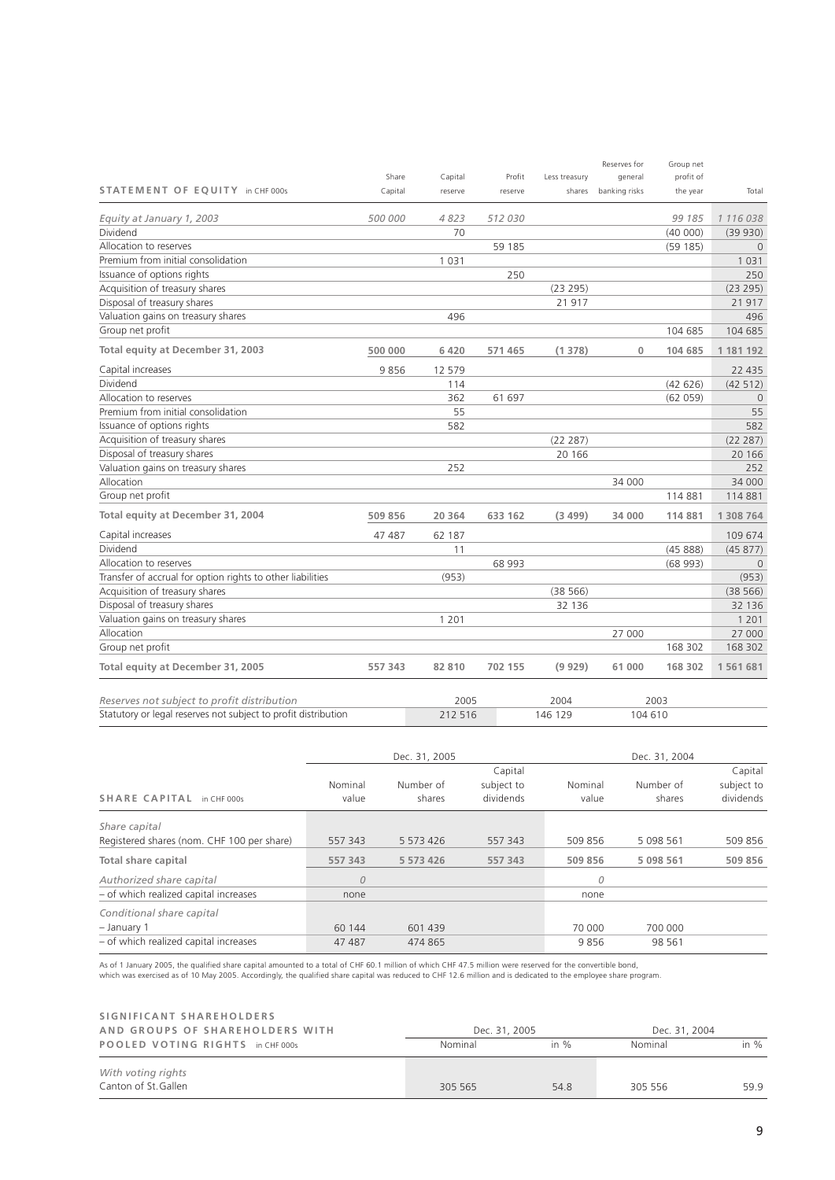| STATEMENT OF EQUITY in CHF 000s | Share Capital | Capital reserve | Profit reserve | Less treasury shares | Reserves for general banking risks | Group net profit of the year | Total |
|---|---|---|---|---|---|---|---|
| *Equity at January 1, 2003* | *500 000* | *4 823* | *512 030* | | | *99 185* | *1 116 038* |
| Dividend | | 70 | | | | (40 000) | (39 930) |
| Allocation to reserves | | | 59 185 | | | (59 185) | 0 |
| Premium from initial consolidation | | 1 031 | | | | | 1 031 |
| Issuance of options rights | | | 250 | | | | 250 |
| Acquisition of treasury shares | | | | (23 295) | | | (23 295) |
| Disposal of treasury shares | | | | 21 917 | | | 21 917 |
| Valuation gains on treasury shares | | 496 | | | | | 496 |
| Group net profit | | | | | | 104 685 | 104 685 |
| **Total equity at December 31, 2003** | **500 000** | **6 420** | **571 465** | **(1 378)** | **0** | **104 685** | **1 181 192** |
| Capital increases | 9 856 | 12 579 | | | | | 22 435 |
| Dividend | | 114 | | | | (42 626) | (42 512) |
| Allocation to reserves | | 362 | 61 697 | | | (62 059) | 0 |
| Premium from initial consolidation | | 55 | | | | | 55 |
| Issuance of options rights | | 582 | | | | | 582 |
| Acquisition of treasury shares | | | | (22 287) | | | (22 287) |
| Disposal of treasury shares | | | | 20 166 | | | 20 166 |
| Valuation gains on treasury shares | | 252 | | | | | 252 |
| Allocation | | | | | 34 000 | | 34 000 |
| Group net profit | | | | | | 114 881 | 114 881 |
| **Total equity at December 31, 2004** | **509 856** | **20 364** | **633 162** | **(3 499)** | **34 000** | **114 881** | **1 308 764** |
| Capital increases | 47 487 | 62 187 | | | | | 109 674 |
| Dividend | | 11 | | | | (45 888) | (45 877) |
| Allocation to reserves | | | 68 993 | | | (68 993) | 0 |
| Transfer of accrual for option rights to other liabilities | | (953) | | | | | (953) |
| Acquisition of treasury shares | | | | (38 566) | | | (38 566) |
| Disposal of treasury shares | | | | 32 136 | | | 32 136 |
| Valuation gains on treasury shares | | 1 201 | | | | | 1 201 |
| Allocation | | | | | 27 000 | | 27 000 |
| Group net profit | | | | | | 168 302 | 168 302 |
| **Total equity at December 31, 2005** | **557 343** | **82 810** | **702 155** | **(9 929)** | **61 000** | **168 302** | **1 561 681** |

| *Reserves not subject to profit distribution* | 2005 | 2004 | 2003 |
|---|---|---|---|
| Statutory or legal reserves not subject to profit distribution | 212 516 | 146 129 | 104 610 |

| SHARE CAPITAL in CHF 000s | Dec. 31, 2005 | | | Dec. 31, 2004 | | |
|---|---|---|---|---|---|---|
| | Nominal value | Number of shares | Capital subject to dividends | Nominal value | Number of shares | Capital subject to dividends |
| *Share capital* | | | | | | |
| Registered shares (nom. CHF 100 per share) | 557 343 | 5 573 426 | 557 343 | 509 856 | 5 098 561 | 509 856 |
| **Total share capital** | **557 343** | **5 573 426** | **557 343** | **509 856** | **5 098 561** | **509 856** |
| *Authorized share capital* | *0* | | | *0* | | |
| – of which realized capital increases | none | | | none | | |
| *Conditional share capital* | | | | | | |
| – January 1 | 60 144 | 601 439 | | 70 000 | 700 000 | |
| – of which realized capital increases | 47 487 | 474 865 | | 9 856 | 98 561 | |

As of 1 January 2005, the qualified share capital amounted to a total of CHF 60.1 million of which CHF 47.5 million were reserved for the convertible bond, which was exercised as of 10 May 2005. Accordingly, the qualified share capital was reduced to CHF 12.6 million and is dedicated to the employee share program.

| SIGNIFICANT SHAREHOLDERS AND GROUPS OF SHAREHOLDERS WITH POOLED VOTING RIGHTS in CHF 000s | Dec. 31, 2005 | | Dec. 31, 2004 | |
|---|---|---|---|---|
| | Nominal | in % | Nominal | in % |
| *With voting rights* | | | | |
| Canton of St. Gallen | 305 565 | 54.8 | 305 556 | 59.9 |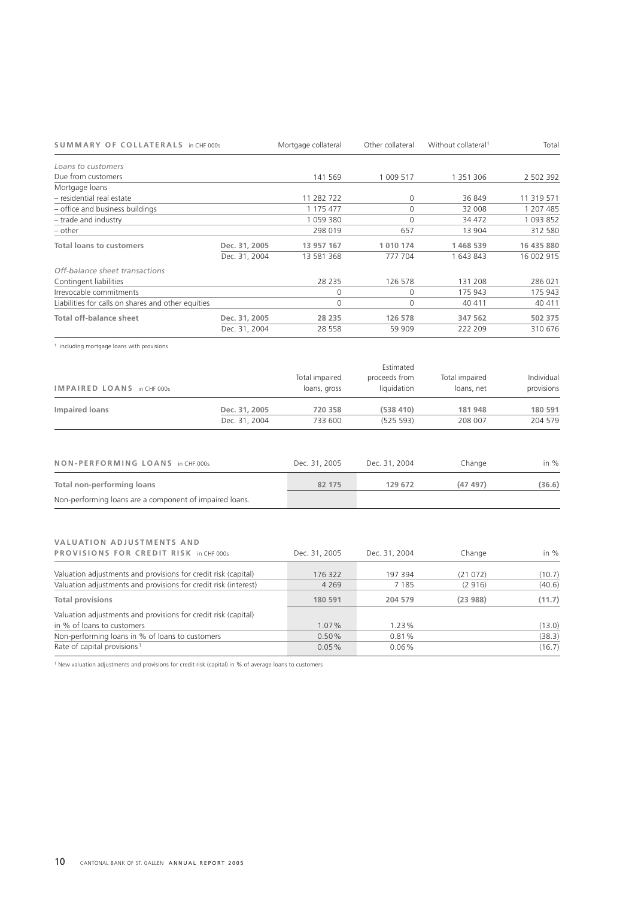| **SUMMARY OF COLLATERALS** in CHF 000s | | Mortgage collateral | Other collateral | Without collateral[1] | Total |
|---|---|---|---|---|---|
| *Loans to customers* | | | | | |
| Due from customers | | 141 569 | 1 009 517 | 1 351 306 | 2 502 392 |
| Mortgage loans | | | | | |
| – residential real estate | | 11 282 722 | 0 | 36 849 | 11 319 571 |
| – office and business buildings | | 1 175 477 | 0 | 32 008 | 1 207 485 |
| – trade and industry | | 1 059 380 | 0 | 34 472 | 1 093 852 |
| – other | | 298 019 | 657 | 13 904 | 312 580 |
| **Total loans to customers** | **Dec. 31, 2005** | **13 957 167** | **1 010 174** | **1 468 539** | **16 435 880** |
| | Dec. 31, 2004 | 13 581 368 | 777 704 | 1 643 843 | 16 002 915 |
| *Off-balance sheet transactions* | | | | | |
| Contingent liabilities | | 28 235 | 126 578 | 131 208 | 286 021 |
| Irrevocable commitments | | 0 | 0 | 175 943 | 175 943 |
| Liabilities for calls on shares and other equities | | 0 | 0 | 40 411 | 40 411 |
| **Total off-balance sheet** | **Dec. 31, 2005** | **28 235** | **126 578** | **347 562** | **502 375** |
| | Dec. 31, 2004 | 28 558 | 59 909 | 222 209 | 310 676 |

[1] including mortgage loans with provisions

| **IMPAIRED LOANS** in CHF 000s | | Total impaired loans, gross | Estimated proceeds from liquidation | Total impaired loans, net | Individual provisions |
|---|---|---|---|---|---|
| **Impaired loans** | **Dec. 31, 2005** | **720 358** | **(538 410)** | **181 948** | **180 591** |
| | Dec. 31, 2004 | 733 600 | (525 593) | 208 007 | 204 579 |

| **NON-PERFORMING LOANS** in CHF 000s | Dec. 31, 2005 | Dec. 31, 2004 | Change | in % |
|---|---|---|---|---|
| **Total non-performing loans** | **82 175** | **129 672** | **(47 497)** | **(36.6)** |
| Non-performing loans are a component of impaired loans. | | | | |

| **VALUATION ADJUSTMENTS AND PROVISIONS FOR CREDIT RISK** in CHF 000s | Dec. 31, 2005 | Dec. 31, 2004 | Change | in % |
|---|---|---|---|---|
| Valuation adjustments and provisions for credit risk (capital) | 176 322 | 197 394 | (21 072) | (10.7) |
| Valuation adjustments and provisions for credit risk (interest) | 4 269 | 7 185 | (2 916) | (40.6) |
| **Total provisions** | **180 591** | **204 579** | **(23 988)** | **(11.7)** |
| Valuation adjustments and provisions for credit risk (capital) in % of loans to customers | 1.07% | 1.23% | | (13.0) |
| Non-performing loans in % of loans to customers | 0.50% | 0.81% | | (38.3) |
| Rate of capital provisions[1] | 0.05% | 0.06% | | (16.7) |

[1] New valuation adjustments and provisions for credit risk (capital) in % of average loans to customers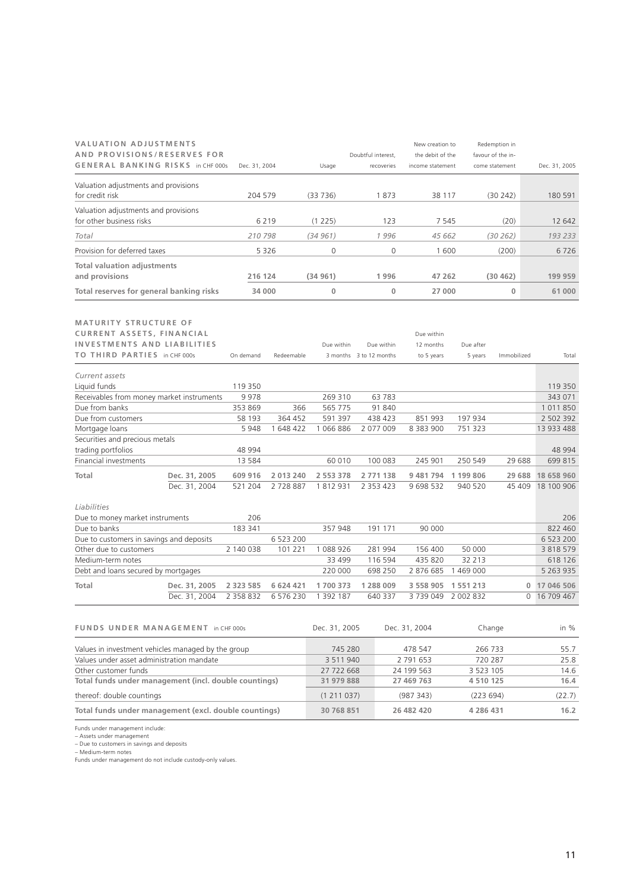## VALUATION ADJUSTMENTS AND PROVISIONS/RESERVES FOR GENERAL BANKING RISKS in CHF 000s

| | Dec. 31, 2004 | Usage | Doubtful interest, recoveries | New creation to the debit of the income statement | Redemption in favour of the income statement | Dec. 31, 2005 |
|---|---|---|---|---|---|---|
| Valuation adjustments and provisions for credit risk | 204 579 | (33 736) | 1 873 | 38 117 | (30 242) | 180 591 |
| Valuation adjustments and provisions for other business risks | 6 219 | (1 225) | 123 | 7 545 | (20) | 12 642 |
| *Total* | *210 798* | *(34 961)* | *1 996* | *45 662* | *(30 262)* | *193 233* |
| Provision for deferred taxes | 5 326 | 0 | 0 | 1 600 | (200) | 6 726 |
| **Total valuation adjustments and provisions** | **216 124** | **(34 961)** | **1 996** | **47 262** | **(30 462)** | **199 959** |
| **Total reserves for general banking risks** | **34 000** | **0** | **0** | **27 000** | **0** | **61 000** |

## MATURITY STRUCTURE OF CURRENT ASSETS, FINANCIAL INVESTMENTS AND LIABILITIES TO THIRD PARTIES in CHF 000s

| | | On demand | Redeemable | Due within 3 months | Due within 3 to 12 months | Due within 12 months to 5 years | Due after 5 years | Immobilized | Total |
|---|---|---|---|---|---|---|---|---|---|
| *Current assets* | | | | | | | | | |
| Liquid funds | | 119 350 | | | | | | | 119 350 |
| Receivables from money market instruments | | 9 978 | | 269 310 | 63 783 | | | | 343 071 |
| Due from banks | | 353 869 | 366 | 565 775 | 91 840 | | | | 1 011 850 |
| Due from customers | | 58 193 | 364 452 | 591 397 | 438 423 | 851 993 | 197 934 | | 2 502 392 |
| Mortgage loans | | 5 948 | 1 648 422 | 1 066 886 | 2 077 009 | 8 383 900 | 751 323 | | 13 933 488 |
| Securities and precious metals trading portfolios | | 48 994 | | | | | | | 48 994 |
| Financial investments | | 13 584 | | 60 010 | 100 083 | 245 901 | 250 549 | 29 688 | 699 815 |
| **Total** | **Dec. 31, 2005** | **609 916** | **2 013 240** | **2 553 378** | **2 771 138** | **9 481 794** | **1 199 806** | **29 688** | **18 658 960** |
| | Dec. 31, 2004 | 521 204 | 2 728 887 | 1 812 931 | 2 353 423 | 9 698 532 | 940 520 | 45 409 | 18 100 906 |
| *Liabilities* | | | | | | | | | |
| Due to money market instruments | | 206 | | | | | | | 206 |
| Due to banks | | 183 341 | | 357 948 | 191 171 | 90 000 | | | 822 460 |
| Due to customers in savings and deposits | | | 6 523 200 | | | | | | 6 523 200 |
| Other due to customers | | 2 140 038 | 101 221 | 1 088 926 | 281 994 | 156 400 | 50 000 | | 3 818 579 |
| Medium-term notes | | | | 33 499 | 116 594 | 435 820 | 32 213 | | 618 126 |
| Debt and loans secured by mortgages | | | | 220 000 | 698 250 | 2 876 685 | 1 469 000 | | 5 263 935 |
| **Total** | **Dec. 31, 2005** | **2 323 585** | **6 624 421** | **1 700 373** | **1 288 009** | **3 558 905** | **1 551 213** | **0** | **17 046 506** |
| | Dec. 31, 2004 | 2 358 832 | 6 576 230 | 1 392 187 | 640 337 | 3 739 049 | 2 002 832 | 0 | 16 709 467 |

## FUNDS UNDER MANAGEMENT in CHF 000s

| | Dec. 31, 2005 | Dec. 31, 2004 | Change | in % |
|---|---|---|---|---|
| Values in investment vehicles managed by the group | 745 280 | 478 547 | 266 733 | 55.7 |
| Values under asset administration mandate | 3 511 940 | 2 791 653 | 720 287 | 25.8 |
| Other customer funds | 27 722 668 | 24 199 563 | 3 523 105 | 14.6 |
| **Total funds under management (incl. double countings)** | **31 979 888** | **27 469 763** | **4 510 125** | **16.4** |
| thereof: double countings | (1 211 037) | (987 343) | (223 694) | (22.7) |
| **Total funds under management (excl. double countings)** | **30 768 851** | **26 482 420** | **4 286 431** | **16.2** |

Funds under management include:
– Assets under management
– Due to customers in savings and deposits
– Medium-term notes
Funds under management do not include custody-only values.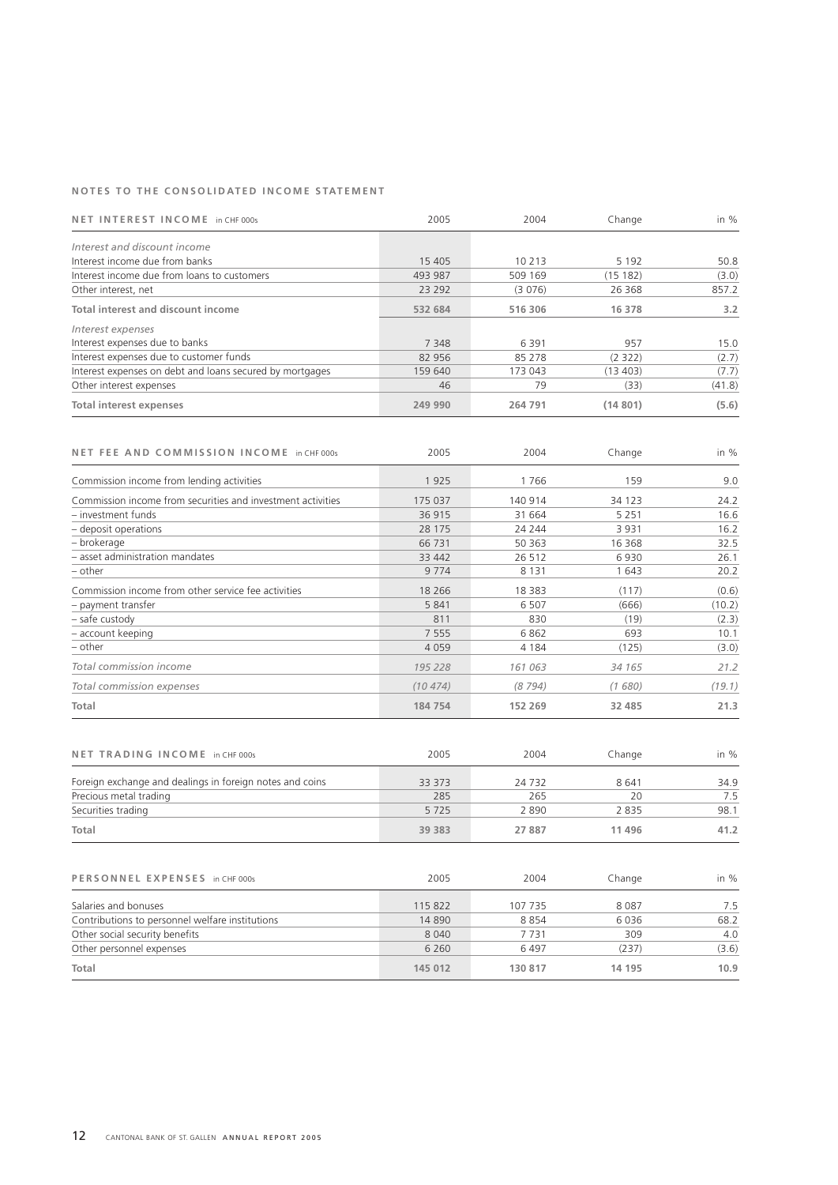## NOTES TO THE CONSOLIDATED INCOME STATEMENT

| **NET INTEREST INCOME** in CHF 000s | 2005 | 2004 | Change | in % |
|---|---|---|---|---|
| *Interest and discount income* | | | | |
| Interest income due from banks | 15 405 | 10 213 | 5 192 | 50.8 |
| Interest income due from loans to customers | 493 987 | 509 169 | (15 182) | (3.0) |
| Other interest, net | 23 292 | (3 076) | 26 368 | 857.2 |
| **Total interest and discount income** | **532 684** | **516 306** | **16 378** | **3.2** |
| *Interest expenses* | | | | |
| Interest expenses due to banks | 7 348 | 6 391 | 957 | 15.0 |
| Interest expenses due to customer funds | 82 956 | 85 278 | (2 322) | (2.7) |
| Interest expenses on debt and loans secured by mortgages | 159 640 | 173 043 | (13 403) | (7.7) |
| Other interest expenses | 46 | 79 | (33) | (41.8) |
| **Total interest expenses** | **249 990** | **264 791** | **(14 801)** | **(5.6)** |

| **NET FEE AND COMMISSION INCOME** in CHF 000s | 2005 | 2004 | Change | in % |
|---|---|---|---|---|
| Commission income from lending activities | 1 925 | 1 766 | 159 | 9.0 |
| Commission income from securities and investment activities | 175 037 | 140 914 | 34 123 | 24.2 |
| – investment funds | 36 915 | 31 664 | 5 251 | 16.6 |
| – deposit operations | 28 175 | 24 244 | 3 931 | 16.2 |
| – brokerage | 66 731 | 50 363 | 16 368 | 32.5 |
| – asset administration mandates | 33 442 | 26 512 | 6 930 | 26.1 |
| – other | 9 774 | 8 131 | 1 643 | 20.2 |
| Commission income from other service fee activities | 18 266 | 18 383 | (117) | (0.6) |
| – payment transfer | 5 841 | 6 507 | (666) | (10.2) |
| – safe custody | 811 | 830 | (19) | (2.3) |
| – account keeping | 7 555 | 6 862 | 693 | 10.1 |
| – other | 4 059 | 4 184 | (125) | (3.0) |
| *Total commission income* | *195 228* | *161 063* | *34 165* | *21.2* |
| *Total commission expenses* | *(10 474)* | *(8 794)* | *(1 680)* | *(19.1)* |
| **Total** | **184 754** | **152 269** | **32 485** | **21.3** |

| **NET TRADING INCOME** in CHF 000s | 2005 | 2004 | Change | in % |
|---|---|---|---|---|
| Foreign exchange and dealings in foreign notes and coins | 33 373 | 24 732 | 8 641 | 34.9 |
| Precious metal trading | 285 | 265 | 20 | 7.5 |
| Securities trading | 5 725 | 2 890 | 2 835 | 98.1 |
| **Total** | **39 383** | **27 887** | **11 496** | **41.2** |

| **PERSONNEL EXPENSES** in CHF 000s | 2005 | 2004 | Change | in % |
|---|---|---|---|---|
| Salaries and bonuses | 115 822 | 107 735 | 8 087 | 7.5 |
| Contributions to personnel welfare institutions | 14 890 | 8 854 | 6 036 | 68.2 |
| Other social security benefits | 8 040 | 7 731 | 309 | 4.0 |
| Other personnel expenses | 6 260 | 6 497 | (237) | (3.6) |
| **Total** | **145 012** | **130 817** | **14 195** | **10.9** |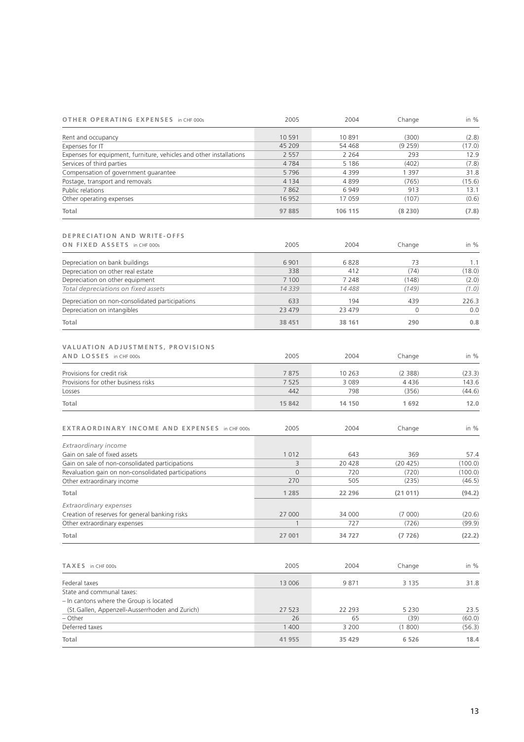| OTHER OPERATING EXPENSES in CHF 000s | 2005 | 2004 | Change | in % |
|---|---|---|---|---|
| Rent and occupancy | 10 591 | 10 891 | (300) | (2.8) |
| Expenses for IT | 45 209 | 54 468 | (9 259) | (17.0) |
| Expenses for equipment, furniture, vehicles and other installations | 2 557 | 2 264 | 293 | 12.9 |
| Services of third parties | 4 784 | 5 186 | (402) | (7.8) |
| Compensation of government guarantee | 5 796 | 4 399 | 1 397 | 31.8 |
| Postage, transport and removals | 4 134 | 4 899 | (765) | (15.6) |
| Public relations | 7 862 | 6 949 | 913 | 13.1 |
| Other operating expenses | 16 952 | 17 059 | (107) | (0.6) |
| **Total** | **97 885** | **106 115** | **(8 230)** | **(7.8)** |

| DEPRECIATION AND WRITE-OFFS ON FIXED ASSETS in CHF 000s | 2005 | 2004 | Change | in % |
|---|---|---|---|---|
| Depreciation on bank buildings | 6 901 | 6 828 | 73 | 1.1 |
| Depreciation on other real estate | 338 | 412 | (74) | (18.0) |
| Depreciation on other equipment | 7 100 | 7 248 | (148) | (2.0) |
| *Total depreciations on fixed assets* | *14 339* | *14 488* | *(149)* | *(1.0)* |
| Depreciation on non-consolidated participations | 633 | 194 | 439 | 226.3 |
| Depreciation on intangibles | 23 479 | 23 479 | 0 | 0.0 |
| **Total** | **38 451** | **38 161** | **290** | **0.8** |

| VALUATION ADJUSTMENTS, PROVISIONS AND LOSSES in CHF 000s | 2005 | 2004 | Change | in % |
|---|---|---|---|---|
| Provisions for credit risk | 7 875 | 10 263 | (2 388) | (23.3) |
| Provisions for other business risks | 7 525 | 3 089 | 4 436 | 143.6 |
| Losses | 442 | 798 | (356) | (44.6) |
| **Total** | **15 842** | **14 150** | **1 692** | **12.0** |

| EXTRAORDINARY INCOME AND EXPENSES in CHF 000s | 2005 | 2004 | Change | in % |
|---|---|---|---|---|
| *Extraordinary income* | | | | |
| Gain on sale of fixed assets | 1 012 | 643 | 369 | 57.4 |
| Gain on sale of non-consolidated participations | 3 | 20 428 | (20 425) | (100.0) |
| Revaluation gain on non-consolidated participations | 0 | 720 | (720) | (100.0) |
| Other extraordinary income | 270 | 505 | (235) | (46.5) |
| **Total** | **1 285** | **22 296** | **(21 011)** | **(94.2)** |
| *Extraordinary expenses* | | | | |
| Creation of reserves for general banking risks | 27 000 | 34 000 | (7 000) | (20.6) |
| Other extraordinary expenses | 1 | 727 | (726) | (99.9) |
| **Total** | **27 001** | **34 727** | **(7 726)** | **(22.2)** |

| TAXES in CHF 000s | 2005 | 2004 | Change | in % |
|---|---|---|---|---|
| Federal taxes | 13 006 | 9 871 | 3 135 | 31.8 |
| State and communal taxes: | | | | |
| – In cantons where the Group is located (St.Gallen, Appenzell-Ausserrhoden and Zurich) | 27 523 | 22 293 | 5 230 | 23.5 |
| – Other | 26 | 65 | (39) | (60.0) |
| Deferred taxes | 1 400 | 3 200 | (1 800) | (56.3) |
| **Total** | **41 955** | **35 429** | **6 526** | **18.4** |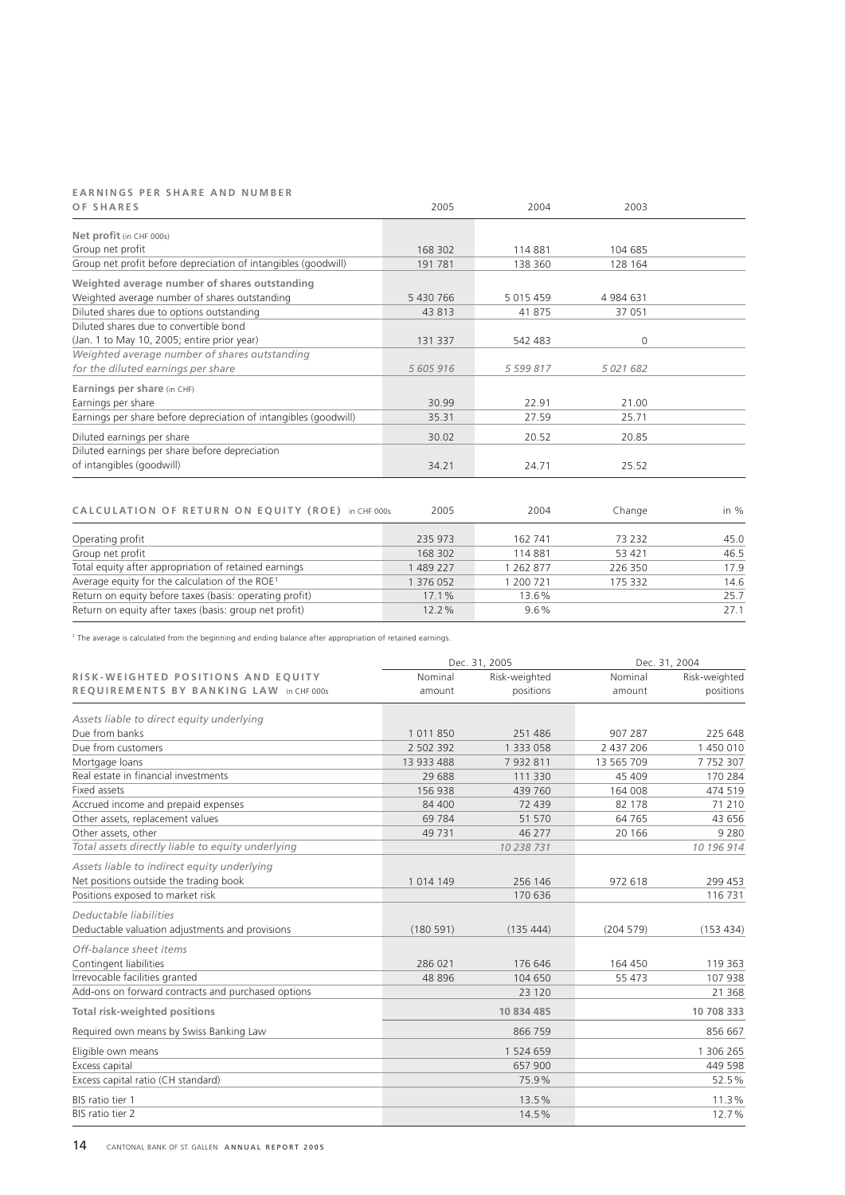| EARNINGS PER SHARE AND NUMBER OF SHARES | 2005 | 2004 | 2003 |
|---|---|---|---|
| **Net profit** (in CHF 000s) | | | |
| Group net profit | 168 302 | 114 881 | 104 685 |
| Group net profit before depreciation of intangibles (goodwill) | 191 781 | 138 360 | 128 164 |
| **Weighted average number of shares outstanding** | | | |
| Weighted average number of shares outstanding | 5 430 766 | 5 015 459 | 4 984 631 |
| Diluted shares due to options outstanding | 43 813 | 41 875 | 37 051 |
| Diluted shares due to convertible bond (Jan. 1 to May 10, 2005; entire prior year) | 131 337 | 542 483 | 0 |
| *Weighted average number of shares outstanding for the diluted earnings per share* | *5 605 916* | *5 599 817* | *5 021 682* |
| **Earnings per share** (in CHF) | | | |
| Earnings per share | 30.99 | 22.91 | 21.00 |
| Earnings per share before depreciation of intangibles (goodwill) | 35.31 | 27.59 | 25.71 |
| Diluted earnings per share | 30.02 | 20.52 | 20.85 |
| Diluted earnings per share before depreciation of intangibles (goodwill) | 34.21 | 24.71 | 25.52 |

| CALCULATION OF RETURN ON EQUITY (ROE) in CHF 000s | 2005 | 2004 | Change | in % |
|---|---|---|---|---|
| Operating profit | 235 973 | 162 741 | 73 232 | 45.0 |
| Group net profit | 168 302 | 114 881 | 53 421 | 46.5 |
| Total equity after appropriation of retained earnings | 1 489 227 | 1 262 877 | 226 350 | 17.9 |
| Average equity for the calculation of the ROE[1] | 1 376 052 | 1 200 721 | 175 332 | 14.6 |
| Return on equity before taxes (basis: operating profit) | 17.1% | 13.6% | | 25.7 |
| Return on equity after taxes (basis: group net profit) | 12.2% | 9.6% | | 27.1 |

[1] The average is calculated from the beginning and ending balance after appropriation of retained earnings.

| RISK-WEIGHTED POSITIONS AND EQUITY REQUIREMENTS BY BANKING LAW in CHF 000s | Dec. 31, 2005 | | Dec. 31, 2004 | |
|---|---|---|---|---|
| | Nominal amount | Risk-weighted positions | Nominal amount | Risk-weighted positions |
| *Assets liable to direct equity underlying* | | | | |
| Due from banks | 1 011 850 | 251 486 | 907 287 | 225 648 |
| Due from customers | 2 502 392 | 1 333 058 | 2 437 206 | 1 450 010 |
| Mortgage loans | 13 933 488 | 7 932 811 | 13 565 709 | 7 752 307 |
| Real estate in financial investments | 29 688 | 111 330 | 45 409 | 170 284 |
| Fixed assets | 156 938 | 439 760 | 164 008 | 474 519 |
| Accrued income and prepaid expenses | 84 400 | 72 439 | 82 178 | 71 210 |
| Other assets, replacement values | 69 784 | 51 570 | 64 765 | 43 656 |
| Other assets, other | 49 731 | 46 277 | 20 166 | 9 280 |
| *Total assets directly liable to equity underlying* | | *10 238 731* | | *10 196 914* |
| *Assets liable to indirect equity underlying* | | | | |
| Net positions outside the trading book | 1 014 149 | 256 146 | 972 618 | 299 453 |
| Positions exposed to market risk | | 170 636 | | 116 731 |
| *Deductable liabilities* | | | | |
| Deductable valuation adjustments and provisions | (180 591) | (135 444) | (204 579) | (153 434) |
| *Off-balance sheet items* | | | | |
| Contingent liabilities | 286 021 | 176 646 | 164 450 | 119 363 |
| Irrevocable facilities granted | 48 896 | 104 650 | 55 473 | 107 938 |
| Add-ons on forward contracts and purchased options | | 23 120 | | 21 368 |
| **Total risk-weighted positions** | | **10 834 485** | | **10 708 333** |
| Required own means by Swiss Banking Law | | 866 759 | | 856 667 |
| Eligible own means | | 1 524 659 | | 1 306 265 |
| Excess capital | | 657 900 | | 449 598 |
| Excess capital ratio (CH standard) | | 75.9% | | 52.5% |
| BIS ratio tier 1 | | 13.5% | | 11.3% |
| BIS ratio tier 2 | | 14.5% | | 12.7% |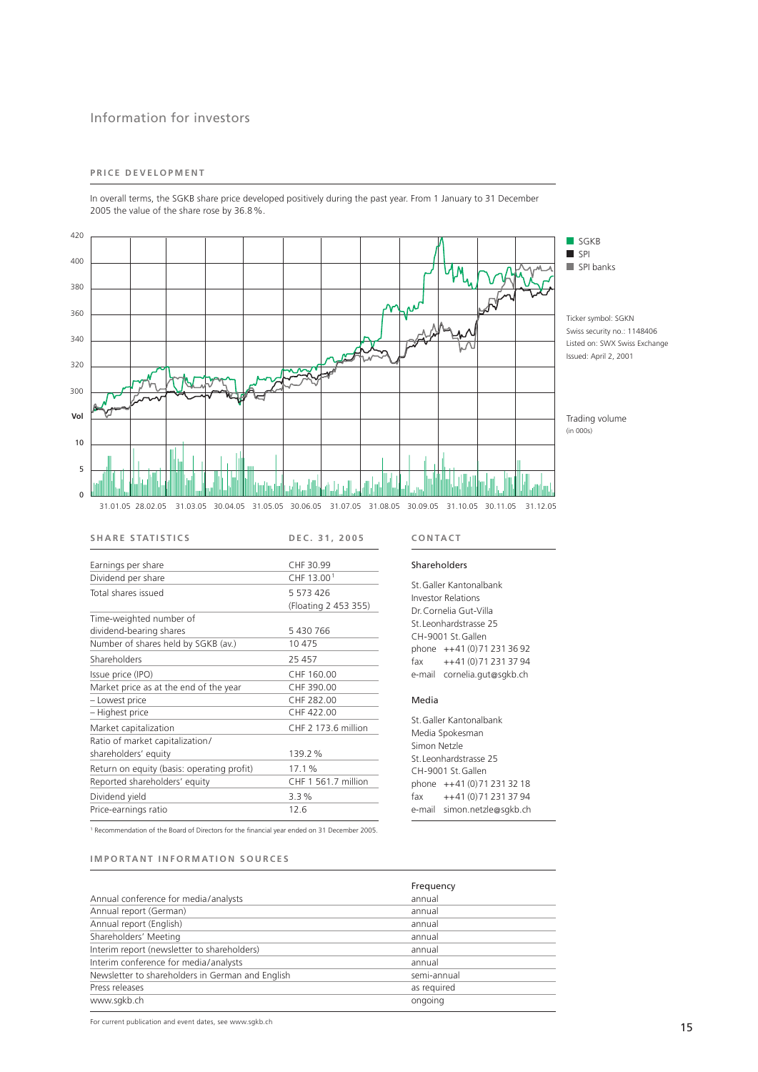# Information for investors

## PRICE DEVELOPMENT

In overall terms, the SGKB share price developed positively during the past year. From 1 January to 31 December 2005 the value of the share rose by 36.8%.

- SGKB
- SPI
- SPI banks

Ticker symbol: SGKN
Swiss security no.: 1148406
Listed on: SWX Swiss Exchange
Issued: April 2, 2001

Trading volume
(in 000s)

## SHARE STATISTICS

| | DEC. 31, 2005 |
|---|---|
| Earnings per share | CHF 30.99 |
| Dividend per share | CHF 13.00[1] |
| Total shares issued | 5 573 426 (Floating 2 453 355) |
| Time-weighted number of dividend-bearing shares | 5 430 766 |
| Number of shares held by SGKB (av.) | 10 475 |
| Shareholders | 25 457 |
| Issue price (IPO) | CHF 160.00 |
| Market price as at the end of the year | CHF 390.00 |
| – Lowest price | CHF 282.00 |
| – Highest price | CHF 422.00 |
| Market capitalization | CHF 2 173.6 million |
| Ratio of market capitalization/ shareholders' equity | 139.2% |
| Return on equity (basis: operating profit) | 17.1% |
| Reported shareholders' equity | CHF 1 561.7 million |
| Dividend yield | 3.3% |
| Price-earnings ratio | 12.6 |

[1] Recommendation of the Board of Directors for the financial year ended on 31 December 2005.

## CONTACT

### Shareholders

St. Galler Kantonalbank
Investor Relations
Dr. Cornelia Gut-Villa
St. Leonhardstrasse 25
CH-9001 St. Gallen
phone ++41 (0)71 231 36 92
fax ++41 (0)71 231 37 94
e-mail cornelia.gut@sgkb.ch

### Media

St. Galler Kantonalbank
Media Spokesman
Simon Netzle
St. Leonhardstrasse 25
CH-9001 St. Gallen
phone ++41 (0)71 231 32 18
fax ++41 (0)71 231 37 94
e-mail simon.netzle@sgkb.ch

## IMPORTANT INFORMATION SOURCES

| | Frequency |
|---|---|
| Annual conference for media/analysts | annual |
| Annual report (German) | annual |
| Annual report (English) | annual |
| Shareholders' Meeting | annual |
| Interim report (newsletter to shareholders) | annual |
| Interim conference for media/analysts | annual |
| Newsletter to shareholders in German and English | semi-annual |
| Press releases | as required |
| www.sgkb.ch | ongoing |

For current publication and event dates, see www.sgkb.ch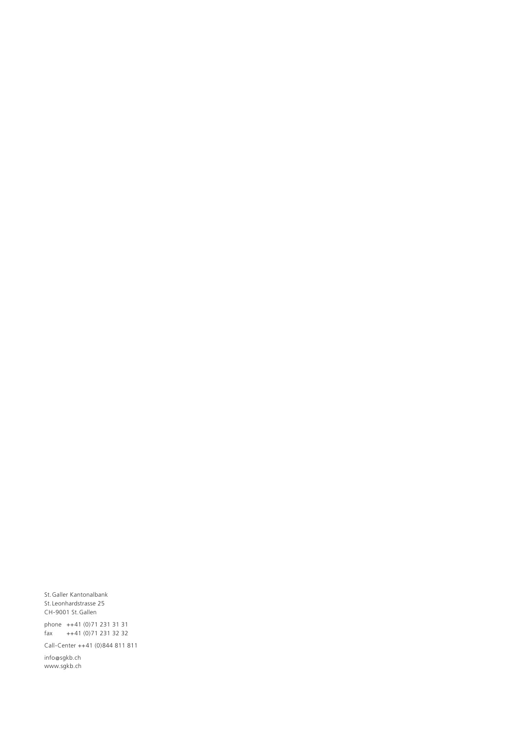St. Galler Kantonalbank
St. Leonhardstrasse 25
CH-9001 St. Gallen

phone ++41 (0)71 231 31 31
fax ++41 (0)71 231 32 32

Call-Center ++41 (0)844 811 811

info@sgkb.ch
www.sgkb.ch